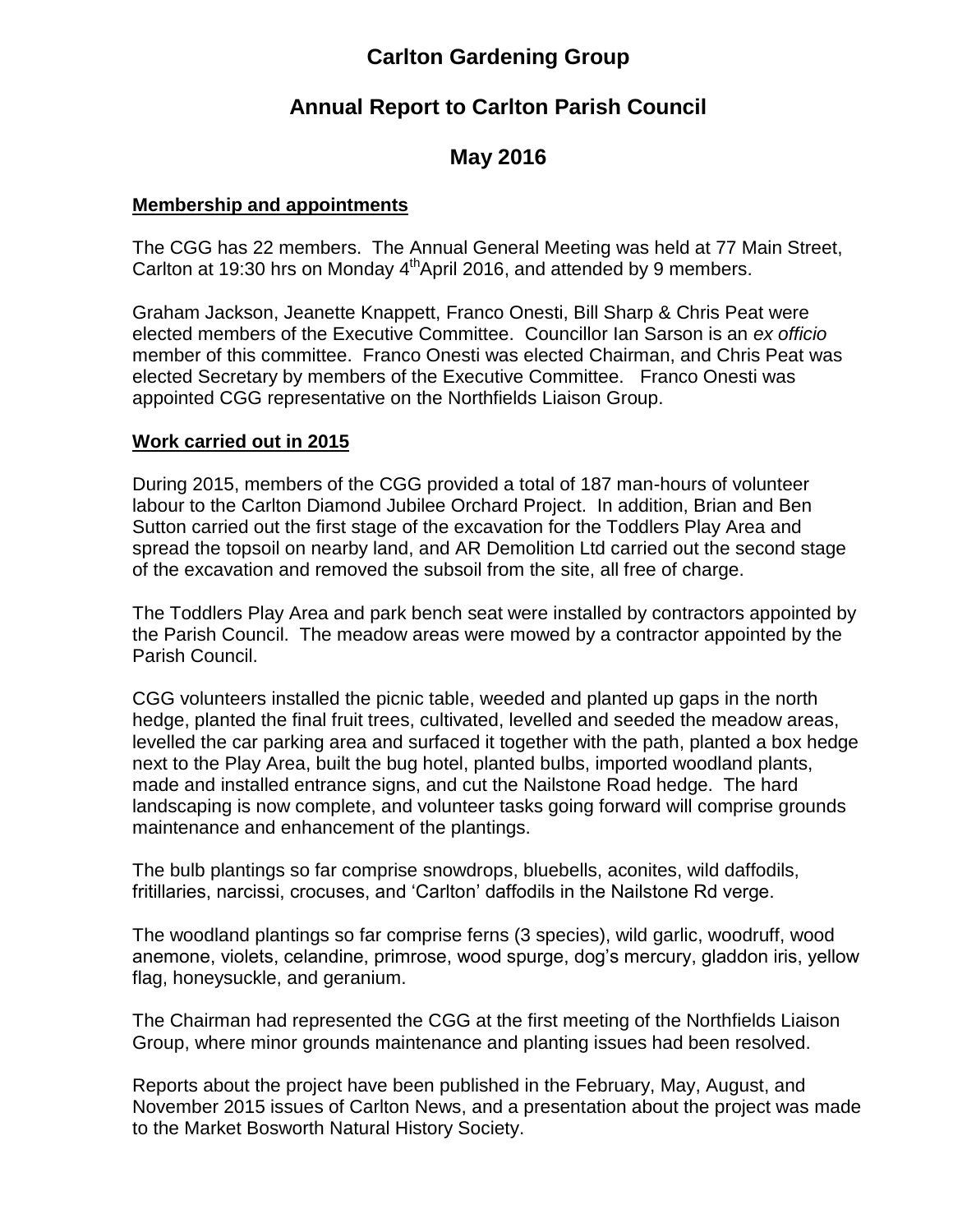# Carlton Gardening Group

## Annual Report to Carlton Parish Council

## May 2016

**Membership and appointments**

The CGG has 22 members. The Annual General Meeting was held at 77 Main Street, Carlton at 19:30 hrs on Monday 4th April 2016, and attended by 9 members.

Graham Jackson, Jeanette Knappett, Franco Onesti, Bill Sharp & Chris Peat were elected members of the Executive Committee. Councillor Ian Sarson is an *ex officio* member of this committee. Franco Onesti was elected Chairman, and Chris Peat was elected Secretary by members of the Executive Committee. Franco Onesti was appointed CGG representative on the Northfields Liaison Group.

**Work carried out in 2015**

During 2015, members of the CGG provided a total of 187 man-hours of volunteer labour to the Carlton Diamond Jubilee Orchard Project. In addition, Brian and Ben Sutton carried out the first stage of the excavation for the Toddlers Play Area and spread the topsoil on nearby land, and AR Demolition Ltd carried out the second stage of the excavation and removed the subsoil from the site, all free of charge.

The Toddlers Play Area and park bench seat were installed by contractors appointed by the Parish Council. The meadow areas were mowed by a contractor appointed by the Parish Council.

CGG volunteers installed the picnic table, weeded and planted up gaps in the north hedge, planted the final fruit trees, cultivated, levelled and seeded the meadow areas, levelled the car parking area and surfaced it together with the path, planted a box hedge next to the Play Area, built the bug hotel, planted bulbs, imported woodland plants, made and installed entrance signs, and cut the Nailstone Road hedge. The hard landscaping is now complete, and volunteer tasks going forward will comprise grounds maintenance and enhancement of the plantings.

The bulb plantings so far comprise snowdrops, bluebells, aconites, wild daffodils, fritillaries, narcissi, crocuses, and 'Carlton' daffodils in the Nailstone Rd verge.

The woodland plantings so far comprise ferns (3 species), wild garlic, woodruff, wood anemone, violets, celandine, primrose, wood spurge, dog's mercury, gladdon iris, yellow flag, honeysuckle, and geranium.

The Chairman had represented the CGG at the first meeting of the Northfields Liaison Group, where minor grounds maintenance and planting issues had been resolved.

Reports about the project have been published in the February, May, August, and November 2015 issues of Carlton News, and a presentation about the project was made to the Market Bosworth Natural History Society.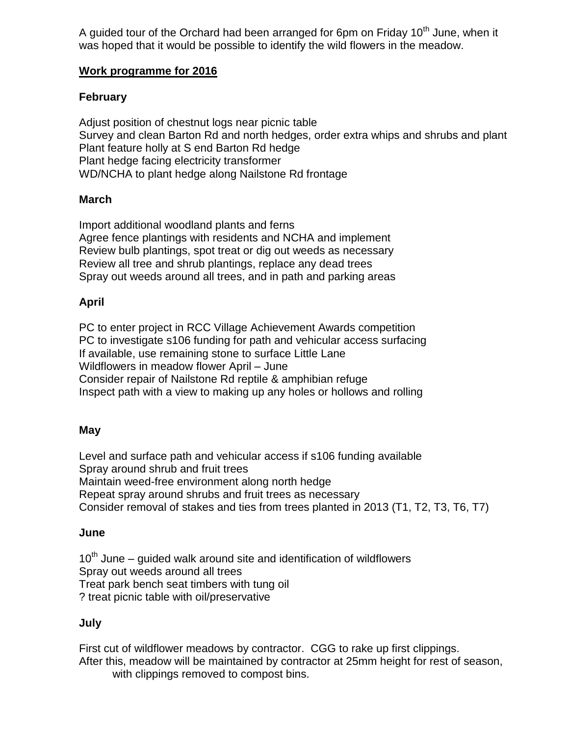A guided tour of the Orchard had been arranged for 6pm on Friday 10th June, when it was hoped that it would be possible to identify the wild flowers in the meadow.

**Work programme for 2016**

**February**

Adjust position of chestnut logs near picnic table
Survey and clean Barton Rd and north hedges, order extra whips and shrubs and plant
Plant feature holly at S end Barton Rd hedge
Plant hedge facing electricity transformer
WD/NCHA to plant hedge along Nailstone Rd frontage

**March**

Import additional woodland plants and ferns
Agree fence plantings with residents and NCHA and implement
Review bulb plantings, spot treat or dig out weeds as necessary
Review all tree and shrub plantings, replace any dead trees
Spray out weeds around all trees, and in path and parking areas

**April**

PC to enter project in RCC Village Achievement Awards competition
PC to investigate s106 funding for path and vehicular access surfacing
If available, use remaining stone to surface Little Lane
Wildflowers in meadow flower April – June
Consider repair of Nailstone Rd reptile & amphibian refuge
Inspect path with a view to making up any holes or hollows and rolling

**May**

Level and surface path and vehicular access if s106 funding available
Spray around shrub and fruit trees
Maintain weed-free environment along north hedge
Repeat spray around shrubs and fruit trees as necessary
Consider removal of stakes and ties from trees planted in 2013 (T1, T2, T3, T6, T7)

**June**

10th June – guided walk around site and identification of wildflowers
Spray out weeds around all trees
Treat park bench seat timbers with tung oil
? treat picnic table with oil/preservative

**July**

First cut of wildflower meadows by contractor. CGG to rake up first clippings.
After this, meadow will be maintained by contractor at 25mm height for rest of season, with clippings removed to compost bins.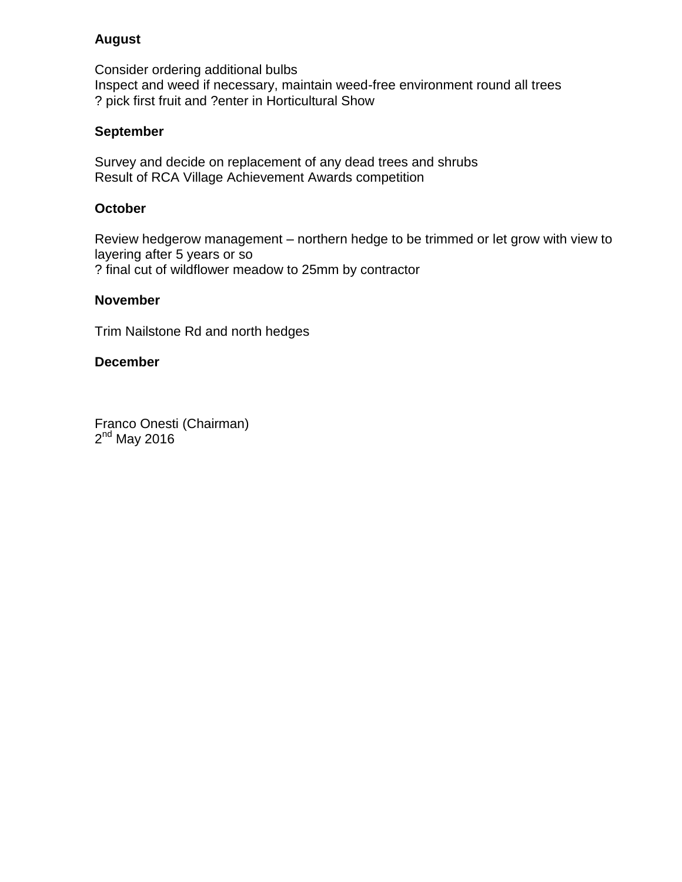**August**

Consider ordering additional bulbs
Inspect and weed if necessary, maintain weed-free environment round all trees
? pick first fruit and ?enter in Horticultural Show

**September**

Survey and decide on replacement of any dead trees and shrubs
Result of RCA Village Achievement Awards competition

**October**

Review hedgerow management – northern hedge to be trimmed or let grow with view to layering after 5 years or so
? final cut of wildflower meadow to 25mm by contractor

**November**

Trim Nailstone Rd and north hedges

**December**

Franco Onesti (Chairman)
2nd May 2016